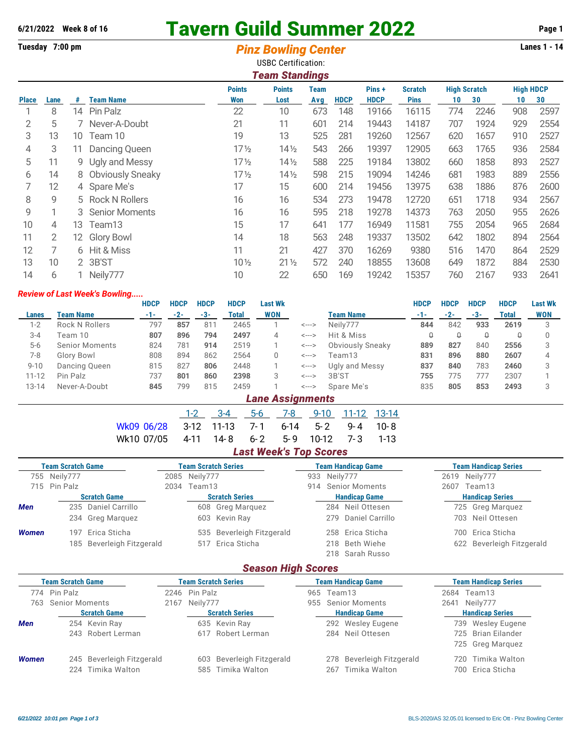6/21/2022 Week 8 of 16

# Tavern Guild Summer 2022

Tuesday 7:00 pm

## Pinz Bowling Center

Lanes 1 - 14

USBC Certification:

### Team Standings

| Place | Lane | # | Team Name | Points Won | Points Lost | Team Avg | HDCP | Pins + HDCP | Scratch Pins | High Scratch 10 | High Scratch 30 | High HDCP 10 | High HDCP 30 |
|---|---|---|---|---|---|---|---|---|---|---|---|---|---|
| 1 | 8 | 14 | Pin Palz | 22 | 10 | 673 | 148 | 19166 | 16115 | 774 | 2246 | 908 | 2597 |
| 2 | 5 | 7 | Never-A-Doubt | 21 | 11 | 601 | 214 | 19443 | 14187 | 707 | 1924 | 929 | 2554 |
| 3 | 13 | 10 | Team 10 | 19 | 13 | 525 | 281 | 19260 | 12567 | 620 | 1657 | 910 | 2527 |
| 4 | 3 | 11 | Dancing Queen | 17½ | 14½ | 543 | 266 | 19397 | 12905 | 663 | 1765 | 936 | 2584 |
| 5 | 11 | 9 | Ugly and Messy | 17½ | 14½ | 588 | 225 | 19184 | 13802 | 660 | 1858 | 893 | 2527 |
| 6 | 14 | 8 | Obviously Sneaky | 17½ | 14½ | 598 | 215 | 19094 | 14246 | 681 | 1983 | 889 | 2556 |
| 7 | 12 | 4 | Spare Me's | 17 | 15 | 600 | 214 | 19456 | 13975 | 638 | 1886 | 876 | 2600 |
| 8 | 9 | 5 | Rock N Rollers | 16 | 16 | 534 | 273 | 19478 | 12720 | 651 | 1718 | 934 | 2567 |
| 9 | 1 | 3 | Senior Moments | 16 | 16 | 595 | 218 | 19278 | 14373 | 763 | 2050 | 955 | 2626 |
| 10 | 4 | 13 | Team13 | 15 | 17 | 641 | 177 | 16949 | 11581 | 755 | 2054 | 965 | 2684 |
| 11 | 2 | 12 | Glory Bowl | 14 | 18 | 563 | 248 | 19337 | 13502 | 642 | 1802 | 894 | 2564 |
| 12 | 7 | 6 | Hit & Miss | 11 | 21 | 427 | 370 | 16269 | 9380 | 516 | 1470 | 864 | 2529 |
| 13 | 10 | 2 | 3B'ST | 10½ | 21½ | 572 | 240 | 18855 | 13608 | 649 | 1872 | 884 | 2530 |
| 14 | 6 | 1 | Neily777 | 10 | 22 | 650 | 169 | 19242 | 15357 | 760 | 2167 | 933 | 2641 |

### *Review of Last Week's Bowling.....*

| Lanes | Team Name | HDCP -1- | HDCP -2- | HDCP -3- | HDCP Total | Last Wk WON | | Team Name | HDCP -1- | HDCP -2- | HDCP -3- | HDCP Total | Last Wk WON |
|---|---|---|---|---|---|---|---|---|---|---|---|---|---|
| 1-2 | Rock N Rollers | 797 | **857** | 811 | 2465 | 1 | <---> | Neily777 | **844** | 842 | **933** | **2619** | 3 |
| 3-4 | Team 10 | **807** | **896** | **794** | **2497** | 4 | <---> | Hit & Miss | 0 | 0 | 0 | 0 | 0 |
| 5-6 | Senior Moments | 824 | 781 | **914** | 2519 | 1 | <---> | Obviously Sneaky | **889** | **827** | 840 | **2556** | 3 |
| 7-8 | Glory Bowl | 808 | 894 | 862 | 2564 | 0 | <---> | Team13 | **831** | **896** | **880** | **2607** | 4 |
| 9-10 | Dancing Queen | 815 | 827 | **806** | 2448 | 1 | <---> | Ugly and Messy | **837** | **840** | 783 | **2460** | 3 |
| 11-12 | Pin Palz | 737 | **801** | **860** | **2398** | 3 | <---> | 3B'ST | **755** | 775 | 777 | 2307 | 1 |
| 13-14 | Never-A-Doubt | **845** | 799 | 815 | 2459 | 1 | <---> | Spare Me's | 835 | **805** | **853** | **2493** | 3 |

### Lane Assignments

| | 1-2 | 3-4 | 5-6 | 7-8 | 9-10 | 11-12 | 13-14 |
|---|---|---|---|---|---|---|---|
| Wk09 06/28 | 3-12 | 11-13 | 7-1 | 6-14 | 5-2 | 9-4 | 10-8 |
| Wk10 07/05 | 4-11 | 14-8 | 6-2 | 5-9 | 10-12 | 7-3 | 1-13 |

### Last Week's Top Scores

| Team Scratch Game | Team Scratch Series | Team Handicap Game | Team Handicap Series |
|---|---|---|---|
| 755 Neily777 | 2085 Neily777 | 933 Neily777 | 2619 Neily777 |
| 715 Pin Palz | 2034 Team13 | 914 Senior Moments | 2607 Team13 |

| | Scratch Game | Scratch Series | Handicap Game | Handicap Series |
|---|---|---|---|---|
| **Men** | 235 Daniel Carrillo | 608 Greg Marquez | 284 Neil Ottesen | 725 Greg Marquez |
| | 234 Greg Marquez | 603 Kevin Ray | 279 Daniel Carrillo | 703 Neil Ottesen |
| **Women** | 197 Erica Sticha | 535 Beverleigh Fitzgerald | 258 Erica Sticha | 700 Erica Sticha |
| | 185 Beverleigh Fitzgerald | 517 Erica Sticha | 218 Beth Wiehe | 622 Beverleigh Fitzgerald |
| | | | 218 Sarah Russo | |

### Season High Scores

| Team Scratch Game | Team Scratch Series | Team Handicap Game | Team Handicap Series |
|---|---|---|---|
| 774 Pin Palz | 2246 Pin Palz | 965 Team13 | 2684 Team13 |
| 763 Senior Moments | 2167 Neily777 | 955 Senior Moments | 2641 Neily777 |

| | Scratch Game | Scratch Series | Handicap Game | Handicap Series |
|---|---|---|---|---|
| **Men** | 254 Kevin Ray | 635 Kevin Ray | 292 Wesley Eugene | 739 Wesley Eugene |
| | 243 Robert Lerman | 617 Robert Lerman | 284 Neil Ottesen | 725 Brian Eilander |
| | | | | 725 Greg Marquez |
| **Women** | 245 Beverleigh Fitzgerald | 603 Beverleigh Fitzgerald | 278 Beverleigh Fitzgerald | 720 Timika Walton |
| | 224 Timika Walton | 585 Timika Walton | 267 Timika Walton | 700 Erica Sticha |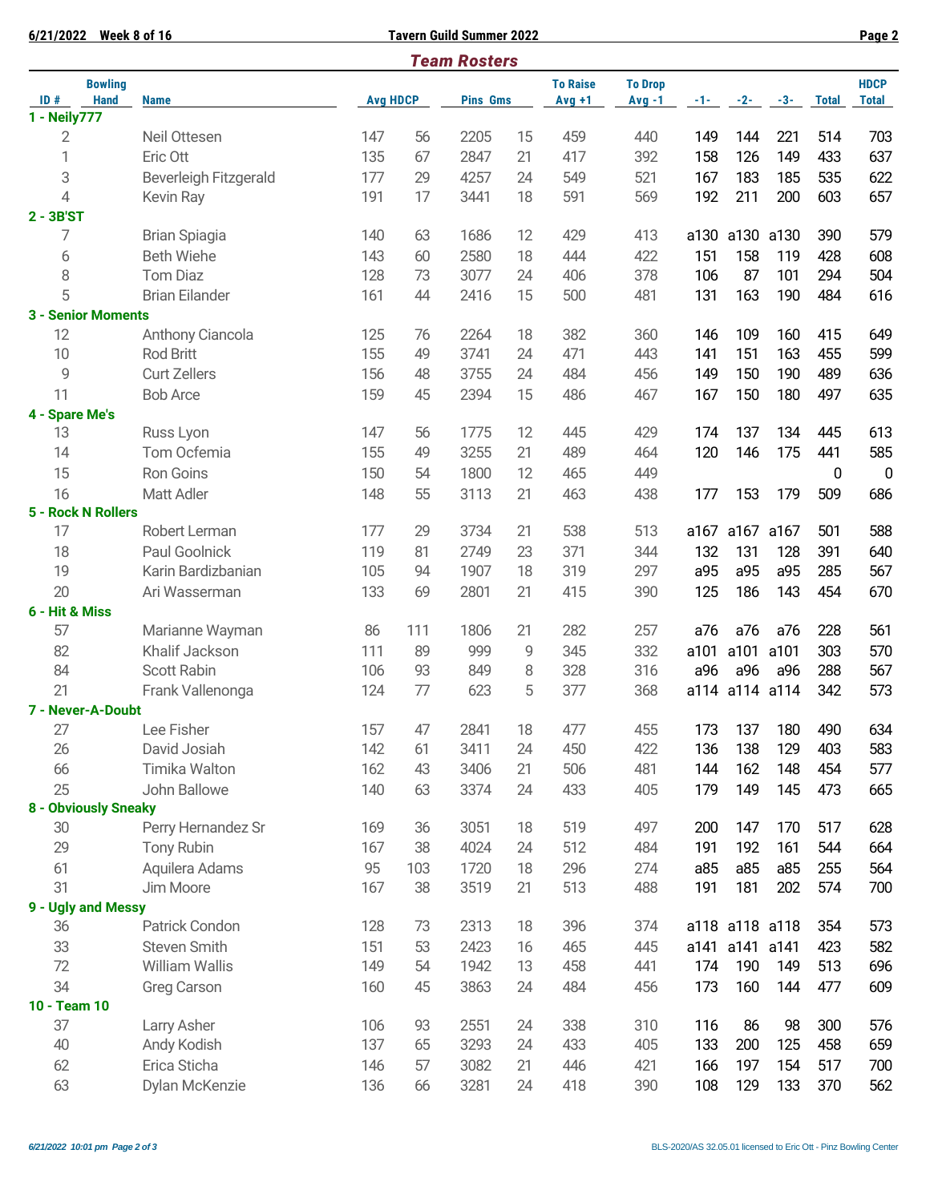6/21/2022 Week 8 of 16 — Tavern Guild Summer 2022

## Team Rosters

| ID # | Bowling Hand | Name | Avg | HDCP | Pins | Gms | To Raise Avg +1 | To Drop Avg -1 | -1- | -2- | -3- | Total | HDCP Total |
|---|---|---|---|---|---|---|---|---|---|---|---|---|---|
| **1 - Neily777** | | | | | | | | | | | | | |
| 2 | | Neil Ottesen | 147 | 56 | 2205 | 15 | 459 | 440 | 149 | 144 | 221 | 514 | 703 |
| 1 | | Eric Ott | 135 | 67 | 2847 | 21 | 417 | 392 | 158 | 126 | 149 | 433 | 637 |
| 3 | | Beverleigh Fitzgerald | 177 | 29 | 4257 | 24 | 549 | 521 | 167 | 183 | 185 | 535 | 622 |
| 4 | | Kevin Ray | 191 | 17 | 3441 | 18 | 591 | 569 | 192 | 211 | 200 | 603 | 657 |
| **2 - 3B'ST** | | | | | | | | | | | | | |
| 7 | | Brian Spiagia | 140 | 63 | 1686 | 12 | 429 | 413 | a130 | a130 | a130 | 390 | 579 |
| 6 | | Beth Wiehe | 143 | 60 | 2580 | 18 | 444 | 422 | 151 | 158 | 119 | 428 | 608 |
| 8 | | Tom Diaz | 128 | 73 | 3077 | 24 | 406 | 378 | 106 | 87 | 101 | 294 | 504 |
| 5 | | Brian Eilander | 161 | 44 | 2416 | 15 | 500 | 481 | 131 | 163 | 190 | 484 | 616 |
| **3 - Senior Moments** | | | | | | | | | | | | | |
| 12 | | Anthony Ciancola | 125 | 76 | 2264 | 18 | 382 | 360 | 146 | 109 | 160 | 415 | 649 |
| 10 | | Rod Britt | 155 | 49 | 3741 | 24 | 471 | 443 | 141 | 151 | 163 | 455 | 599 |
| 9 | | Curt Zellers | 156 | 48 | 3755 | 24 | 484 | 456 | 149 | 150 | 190 | 489 | 636 |
| 11 | | Bob Arce | 159 | 45 | 2394 | 15 | 486 | 467 | 167 | 150 | 180 | 497 | 635 |
| **4 - Spare Me's** | | | | | | | | | | | | | |
| 13 | | Russ Lyon | 147 | 56 | 1775 | 12 | 445 | 429 | 174 | 137 | 134 | 445 | 613 |
| 14 | | Tom Ocfemia | 155 | 49 | 3255 | 21 | 489 | 464 | 120 | 146 | 175 | 441 | 585 |
| 15 | | Ron Goins | 150 | 54 | 1800 | 12 | 465 | 449 | | | | 0 | 0 |
| 16 | | Matt Adler | 148 | 55 | 3113 | 21 | 463 | 438 | 177 | 153 | 179 | 509 | 686 |
| **5 - Rock N Rollers** | | | | | | | | | | | | | |
| 17 | | Robert Lerman | 177 | 29 | 3734 | 21 | 538 | 513 | a167 | a167 | a167 | 501 | 588 |
| 18 | | Paul Goolnick | 119 | 81 | 2749 | 23 | 371 | 344 | 132 | 131 | 128 | 391 | 640 |
| 19 | | Karin Bardizbanian | 105 | 94 | 1907 | 18 | 319 | 297 | a95 | a95 | a95 | 285 | 567 |
| 20 | | Ari Wasserman | 133 | 69 | 2801 | 21 | 415 | 390 | 125 | 186 | 143 | 454 | 670 |
| **6 - Hit & Miss** | | | | | | | | | | | | | |
| 57 | | Marianne Wayman | 86 | 111 | 1806 | 21 | 282 | 257 | a76 | a76 | a76 | 228 | 561 |
| 82 | | Khalif Jackson | 111 | 89 | 999 | 9 | 345 | 332 | a101 | a101 | a101 | 303 | 570 |
| 84 | | Scott Rabin | 106 | 93 | 849 | 8 | 328 | 316 | a96 | a96 | a96 | 288 | 567 |
| 21 | | Frank Vallenonga | 124 | 77 | 623 | 5 | 377 | 368 | a114 | a114 | a114 | 342 | 573 |
| **7 - Never-A-Doubt** | | | | | | | | | | | | | |
| 27 | | Lee Fisher | 157 | 47 | 2841 | 18 | 477 | 455 | 173 | 137 | 180 | 490 | 634 |
| 26 | | David Josiah | 142 | 61 | 3411 | 24 | 450 | 422 | 136 | 138 | 129 | 403 | 583 |
| 66 | | Timika Walton | 162 | 43 | 3406 | 21 | 506 | 481 | 144 | 162 | 148 | 454 | 577 |
| 25 | | John Ballowe | 140 | 63 | 3374 | 24 | 433 | 405 | 179 | 149 | 145 | 473 | 665 |
| **8 - Obviously Sneaky** | | | | | | | | | | | | | |
| 30 | | Perry Hernandez Sr | 169 | 36 | 3051 | 18 | 519 | 497 | 200 | 147 | 170 | 517 | 628 |
| 29 | | Tony Rubin | 167 | 38 | 4024 | 24 | 512 | 484 | 191 | 192 | 161 | 544 | 664 |
| 61 | | Aquilera Adams | 95 | 103 | 1720 | 18 | 296 | 274 | a85 | a85 | a85 | 255 | 564 |
| 31 | | Jim Moore | 167 | 38 | 3519 | 21 | 513 | 488 | 191 | 181 | 202 | 574 | 700 |
| **9 - Ugly and Messy** | | | | | | | | | | | | | |
| 36 | | Patrick Condon | 128 | 73 | 2313 | 18 | 396 | 374 | a118 | a118 | a118 | 354 | 573 |
| 33 | | Steven Smith | 151 | 53 | 2423 | 16 | 465 | 445 | a141 | a141 | a141 | 423 | 582 |
| 72 | | William Wallis | 149 | 54 | 1942 | 13 | 458 | 441 | 174 | 190 | 149 | 513 | 696 |
| 34 | | Greg Carson | 160 | 45 | 3863 | 24 | 484 | 456 | 173 | 160 | 144 | 477 | 609 |
| **10 - Team 10** | | | | | | | | | | | | | |
| 37 | | Larry Asher | 106 | 93 | 2551 | 24 | 338 | 310 | 116 | 86 | 98 | 300 | 576 |
| 40 | | Andy Kodish | 137 | 65 | 3293 | 24 | 433 | 405 | 133 | 200 | 125 | 458 | 659 |
| 62 | | Erica Sticha | 146 | 57 | 3082 | 21 | 446 | 421 | 166 | 197 | 154 | 517 | 700 |
| 63 | | Dylan McKenzie | 136 | 66 | 3281 | 24 | 418 | 390 | 108 | 129 | 133 | 370 | 562 |

*6/21/2022 10:01 pm* — BLS-2020/AS 32.05.01 licensed to Eric Ott - Pinz Bowling Center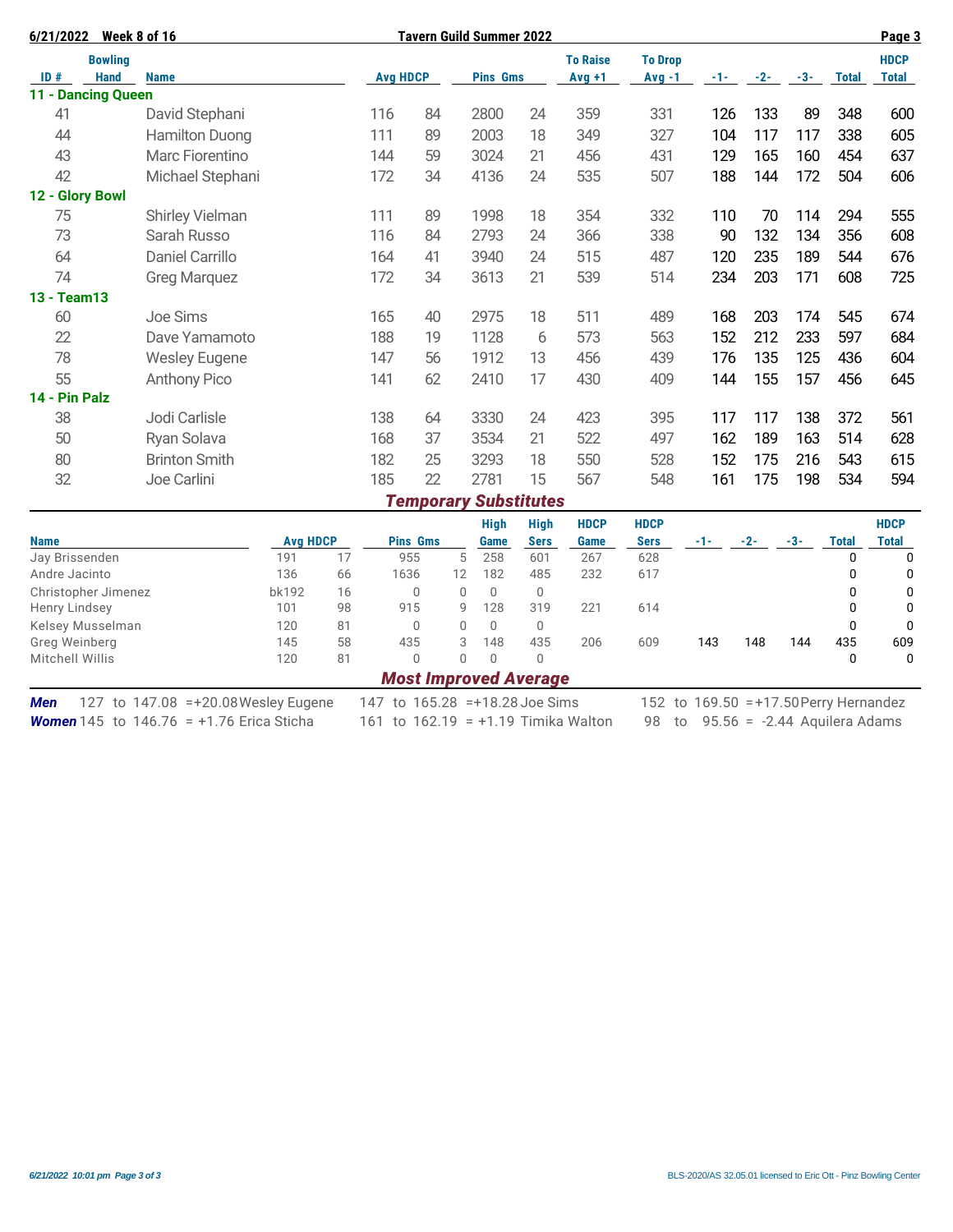6/21/2022 Week 8 of 16 — Tavern Guild Summer 2022

| ID # | Bowling Hand | Name | Avg | HDCP | Pins | Gms | To Raise Avg +1 | To Drop Avg -1 | -1- | -2- | -3- | Total | HDCP Total |
|---|---|---|---|---|---|---|---|---|---|---|---|---|---|
| **11 - Dancing Queen** | | | | | | | | | | | | | |
| 41 | | David Stephani | 116 | 84 | 2800 | 24 | 359 | 331 | 126 | 133 | 89 | 348 | 600 |
| 44 | | Hamilton Duong | 111 | 89 | 2003 | 18 | 349 | 327 | 104 | 117 | 117 | 338 | 605 |
| 43 | | Marc Fiorentino | 144 | 59 | 3024 | 21 | 456 | 431 | 129 | 165 | 160 | 454 | 637 |
| 42 | | Michael Stephani | 172 | 34 | 4136 | 24 | 535 | 507 | 188 | 144 | 172 | 504 | 606 |
| **12 - Glory Bowl** | | | | | | | | | | | | | |
| 75 | | Shirley Vielman | 111 | 89 | 1998 | 18 | 354 | 332 | 110 | 70 | 114 | 294 | 555 |
| 73 | | Sarah Russo | 116 | 84 | 2793 | 24 | 366 | 338 | 90 | 132 | 134 | 356 | 608 |
| 64 | | Daniel Carrillo | 164 | 41 | 3940 | 24 | 515 | 487 | 120 | 235 | 189 | 544 | 676 |
| 74 | | Greg Marquez | 172 | 34 | 3613 | 21 | 539 | 514 | 234 | 203 | 171 | 608 | 725 |
| **13 - Team13** | | | | | | | | | | | | | |
| 60 | | Joe Sims | 165 | 40 | 2975 | 18 | 511 | 489 | 168 | 203 | 174 | 545 | 674 |
| 22 | | Dave Yamamoto | 188 | 19 | 1128 | 6 | 573 | 563 | 152 | 212 | 233 | 597 | 684 |
| 78 | | Wesley Eugene | 147 | 56 | 1912 | 13 | 456 | 439 | 176 | 135 | 125 | 436 | 604 |
| 55 | | Anthony Pico | 141 | 62 | 2410 | 17 | 430 | 409 | 144 | 155 | 157 | 456 | 645 |
| **14 - Pin Palz** | | | | | | | | | | | | | |
| 38 | | Jodi Carlisle | 138 | 64 | 3330 | 24 | 423 | 395 | 117 | 117 | 138 | 372 | 561 |
| 50 | | Ryan Solava | 168 | 37 | 3534 | 21 | 522 | 497 | 162 | 189 | 163 | 514 | 628 |
| 80 | | Brinton Smith | 182 | 25 | 3293 | 18 | 550 | 528 | 152 | 175 | 216 | 543 | 615 |
| 32 | | Joe Carlini | 185 | 22 | 2781 | 15 | 567 | 548 | 161 | 175 | 198 | 534 | 594 |

## *Temporary Substitutes*

| Name | Avg | HDCP | Pins | Gms | High Game | High Sers | HDCP Game | HDCP Sers | -1- | -2- | -3- | Total | HDCP Total |
|---|---|---|---|---|---|---|---|---|---|---|---|---|---|
| Jay Brissenden | 191 | 17 | 955 | 5 | 258 | 601 | 267 | 628 | | | | 0 | 0 |
| Andre Jacinto | 136 | 66 | 1636 | 12 | 182 | 485 | 232 | 617 | | | | 0 | 0 |
| Christopher Jimenez | bk192 | 16 | 0 | 0 | 0 | 0 | | | | | | 0 | 0 |
| Henry Lindsey | 101 | 98 | 915 | 9 | 128 | 319 | 221 | 614 | | | | 0 | 0 |
| Kelsey Musselman | 120 | 81 | 0 | 0 | 0 | 0 | | | | | | 0 | 0 |
| Greg Weinberg | 145 | 58 | 435 | 3 | 148 | 435 | 206 | 609 | 143 | 148 | 144 | 435 | 609 |
| Mitchell Willis | 120 | 81 | 0 | 0 | 0 | 0 | | | | | | 0 | 0 |

## *Most Improved Average*

| | | | |
|---|---|---|---|
| **Men** | 127 to 147.08 = +20.08 Wesley Eugene | 147 to 165.28 = +18.28 Joe Sims | 152 to 169.50 = +17.50 Perry Hernandez |
| **Women** | 145 to 146.76 = +1.76 Erica Sticha | 161 to 162.19 = +1.19 Timika Walton | 98 to 95.56 = -2.44 Aquilera Adams |

BLS-2020/AS 32.05.01 licensed to Eric Ott - Pinz Bowling Center